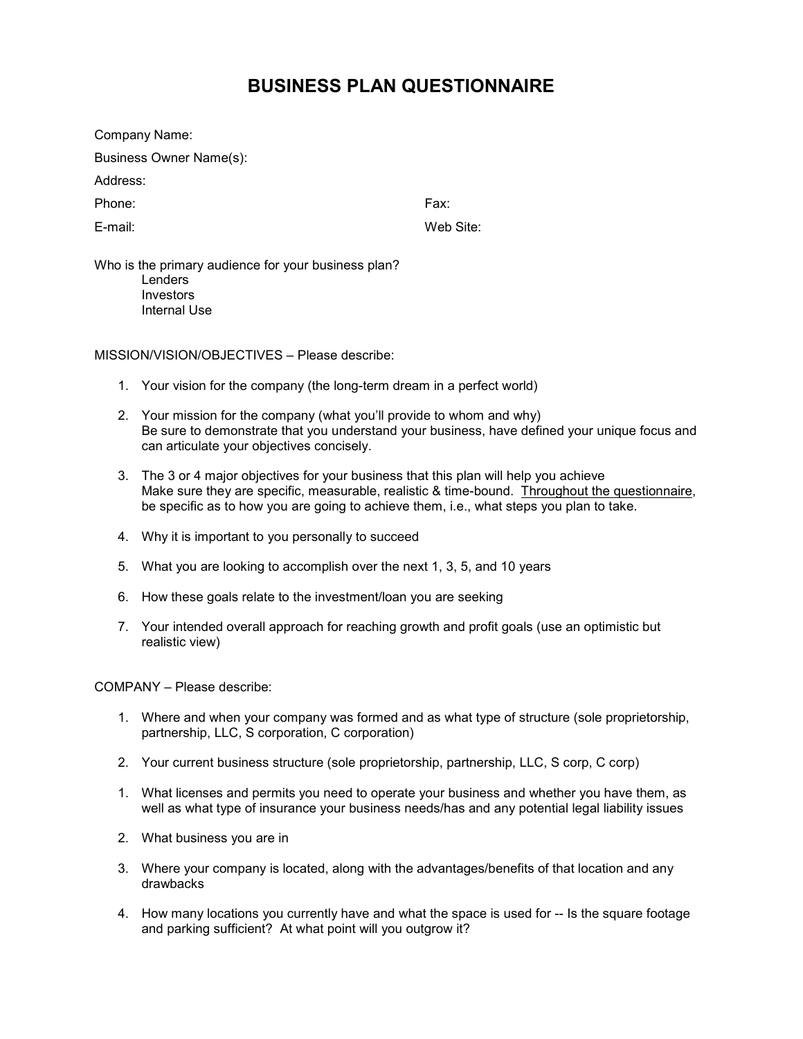# BUSINESS PLAN QUESTIONNAIRE

Company Name:

Business Owner Name(s):

Address:

Phone: Fax:

E-mail: Web Site:

Who is the primary audience for your business plan?

- Lenders
- Investors
- Internal Use

MISSION/VISION/OBJECTIVES – Please describe:

1. Your vision for the company (the long-term dream in a perfect world)
2. Your mission for the company (what you'll provide to whom and why)  
   Be sure to demonstrate that you understand your business, have defined your unique focus and can articulate your objectives concisely.
3. The 3 or 4 major objectives for your business that this plan will help you achieve  
   Make sure they are specific, measurable, realistic & time-bound. <u>Throughout the questionnaire</u>, be specific as to how you are going to achieve them, i.e., what steps you plan to take.
4. Why it is important to you personally to succeed
5. What you are looking to accomplish over the next 1, 3, 5, and 10 years
6. How these goals relate to the investment/loan you are seeking
7. Your intended overall approach for reaching growth and profit goals (use an optimistic but realistic view)

COMPANY – Please describe:

1. Where and when your company was formed and as what type of structure (sole proprietorship, partnership, LLC, S corporation, C corporation)
2. Your current business structure (sole proprietorship, partnership, LLC, S corp, C corp)

1. What licenses and permits you need to operate your business and whether you have them, as well as what type of insurance your business needs/has and any potential legal liability issues
2. What business you are in
3. Where your company is located, along with the advantages/benefits of that location and any drawbacks
4. How many locations you currently have and what the space is used for -- Is the square footage and parking sufficient? At what point will you outgrow it?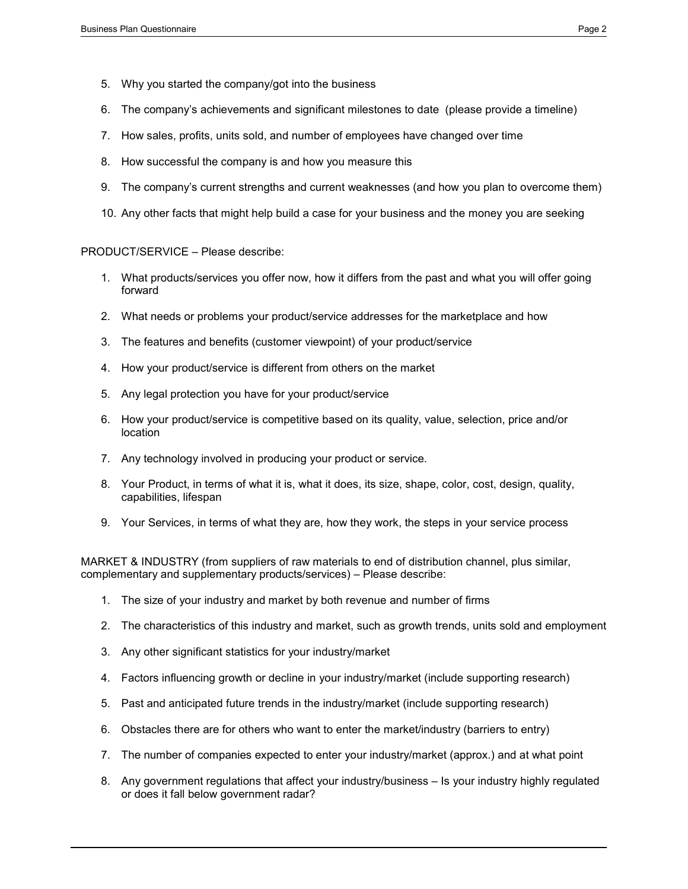5. Why you started the company/got into the business

6. The company's achievements and significant milestones to date (please provide a timeline)

7. How sales, profits, units sold, and number of employees have changed over time

8. How successful the company is and how you measure this

9. The company's current strengths and current weaknesses (and how you plan to overcome them)

10. Any other facts that might help build a case for your business and the money you are seeking

PRODUCT/SERVICE – Please describe:

1. What products/services you offer now, how it differs from the past and what you will offer going forward

2. What needs or problems your product/service addresses for the marketplace and how

3. The features and benefits (customer viewpoint) of your product/service

4. How your product/service is different from others on the market

5. Any legal protection you have for your product/service

6. How your product/service is competitive based on its quality, value, selection, price and/or location

7. Any technology involved in producing your product or service.

8. Your Product, in terms of what it is, what it does, its size, shape, color, cost, design, quality, capabilities, lifespan

9. Your Services, in terms of what they are, how they work, the steps in your service process

MARKET & INDUSTRY (from suppliers of raw materials to end of distribution channel, plus similar, complementary and supplementary products/services) – Please describe:

1. The size of your industry and market by both revenue and number of firms

2. The characteristics of this industry and market, such as growth trends, units sold and employment

3. Any other significant statistics for your industry/market

4. Factors influencing growth or decline in your industry/market (include supporting research)

5. Past and anticipated future trends in the industry/market (include supporting research)

6. Obstacles there are for others who want to enter the market/industry (barriers to entry)

7. The number of companies expected to enter your industry/market (approx.) and at what point

8. Any government regulations that affect your industry/business – Is your industry highly regulated or does it fall below government radar?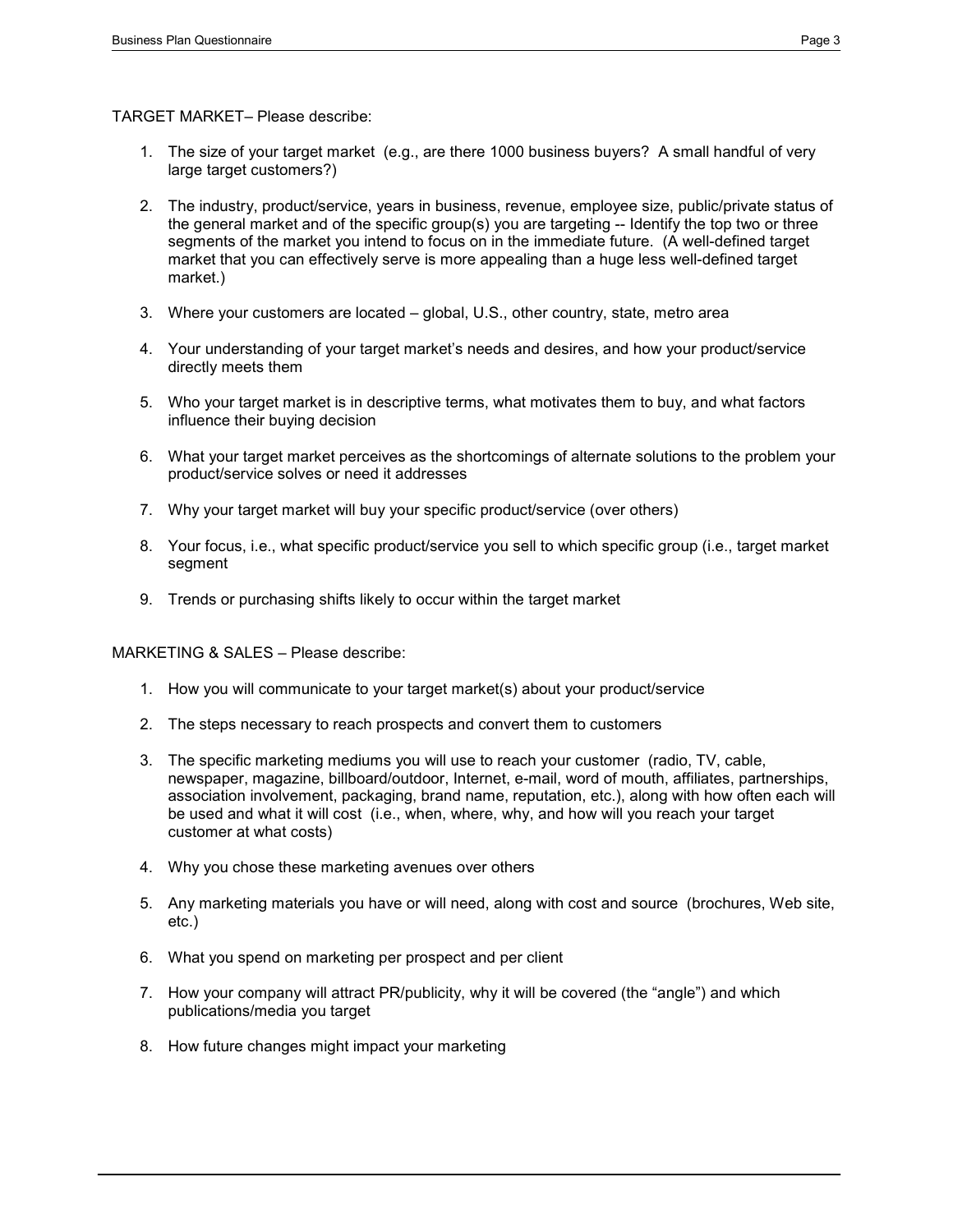TARGET MARKET– Please describe:

1. The size of your target market (e.g., are there 1000 business buyers? A small handful of very large target customers?)

2. The industry, product/service, years in business, revenue, employee size, public/private status of the general market and of the specific group(s) you are targeting -- Identify the top two or three segments of the market you intend to focus on in the immediate future. (A well-defined target market that you can effectively serve is more appealing than a huge less well-defined target market.)

3. Where your customers are located – global, U.S., other country, state, metro area

4. Your understanding of your target market's needs and desires, and how your product/service directly meets them

5. Who your target market is in descriptive terms, what motivates them to buy, and what factors influence their buying decision

6. What your target market perceives as the shortcomings of alternate solutions to the problem your product/service solves or need it addresses

7. Why your target market will buy your specific product/service (over others)

8. Your focus, i.e., what specific product/service you sell to which specific group (i.e., target market segment

9. Trends or purchasing shifts likely to occur within the target market

MARKETING & SALES – Please describe:

1. How you will communicate to your target market(s) about your product/service

2. The steps necessary to reach prospects and convert them to customers

3. The specific marketing mediums you will use to reach your customer (radio, TV, cable, newspaper, magazine, billboard/outdoor, Internet, e-mail, word of mouth, affiliates, partnerships, association involvement, packaging, brand name, reputation, etc.), along with how often each will be used and what it will cost (i.e., when, where, why, and how will you reach your target customer at what costs)

4. Why you chose these marketing avenues over others

5. Any marketing materials you have or will need, along with cost and source (brochures, Web site, etc.)

6. What you spend on marketing per prospect and per client

7. How your company will attract PR/publicity, why it will be covered (the "angle") and which publications/media you target

8. How future changes might impact your marketing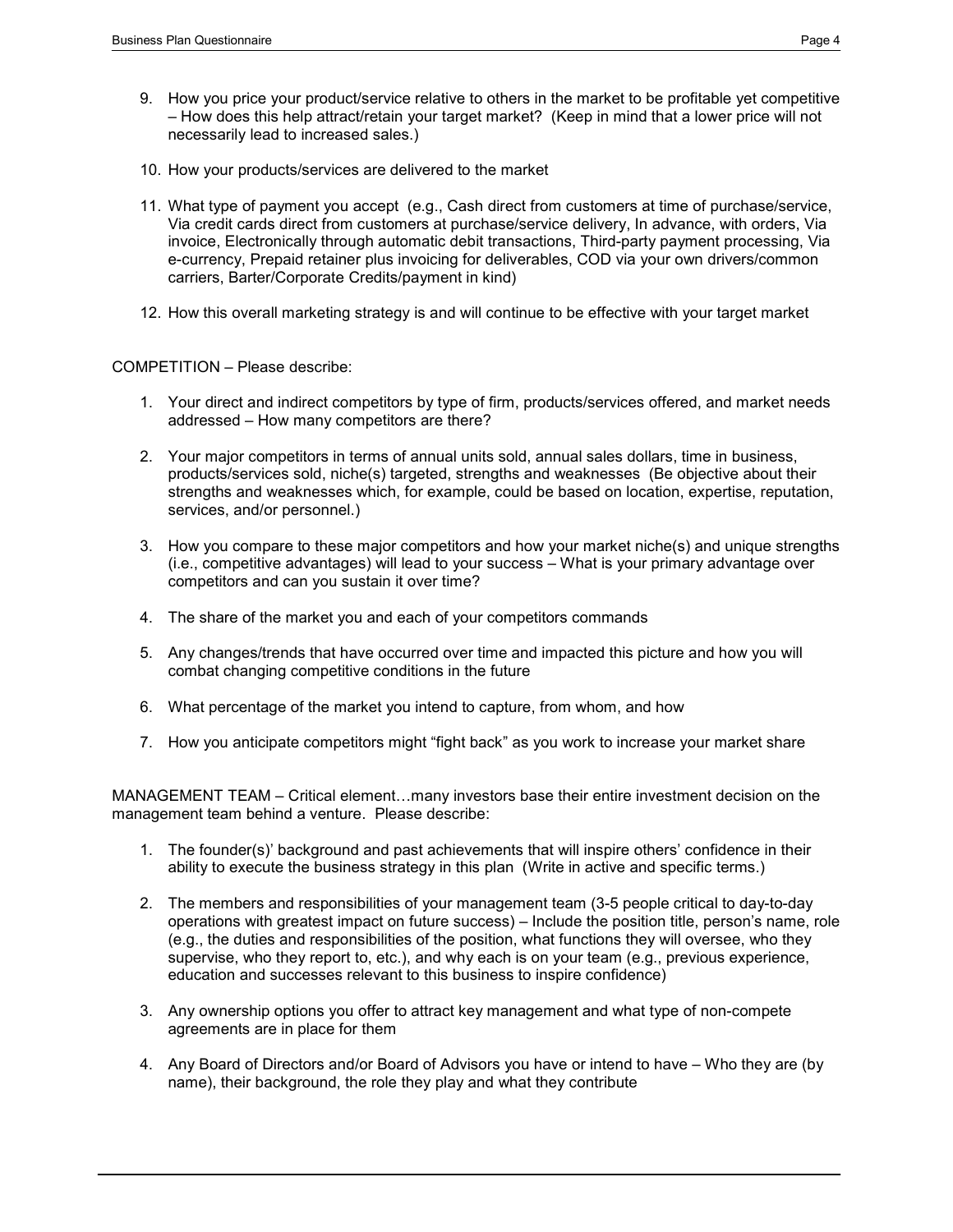9. How you price your product/service relative to others in the market to be profitable yet competitive – How does this help attract/retain your target market? (Keep in mind that a lower price will not necessarily lead to increased sales.)

10. How your products/services are delivered to the market

11. What type of payment you accept (e.g., Cash direct from customers at time of purchase/service, Via credit cards direct from customers at purchase/service delivery, In advance, with orders, Via invoice, Electronically through automatic debit transactions, Third-party payment processing, Via e-currency, Prepaid retainer plus invoicing for deliverables, COD via your own drivers/common carriers, Barter/Corporate Credits/payment in kind)

12. How this overall marketing strategy is and will continue to be effective with your target market

COMPETITION – Please describe:

1. Your direct and indirect competitors by type of firm, products/services offered, and market needs addressed – How many competitors are there?

2. Your major competitors in terms of annual units sold, annual sales dollars, time in business, products/services sold, niche(s) targeted, strengths and weaknesses (Be objective about their strengths and weaknesses which, for example, could be based on location, expertise, reputation, services, and/or personnel.)

3. How you compare to these major competitors and how your market niche(s) and unique strengths (i.e., competitive advantages) will lead to your success – What is your primary advantage over competitors and can you sustain it over time?

4. The share of the market you and each of your competitors commands

5. Any changes/trends that have occurred over time and impacted this picture and how you will combat changing competitive conditions in the future

6. What percentage of the market you intend to capture, from whom, and how

7. How you anticipate competitors might "fight back" as you work to increase your market share

MANAGEMENT TEAM – Critical element…many investors base their entire investment decision on the management team behind a venture. Please describe:

1. The founder(s)' background and past achievements that will inspire others' confidence in their ability to execute the business strategy in this plan (Write in active and specific terms.)

2. The members and responsibilities of your management team (3-5 people critical to day-to-day operations with greatest impact on future success) – Include the position title, person's name, role (e.g., the duties and responsibilities of the position, what functions they will oversee, who they supervise, who they report to, etc.), and why each is on your team (e.g., previous experience, education and successes relevant to this business to inspire confidence)

3. Any ownership options you offer to attract key management and what type of non-compete agreements are in place for them

4. Any Board of Directors and/or Board of Advisors you have or intend to have – Who they are (by name), their background, the role they play and what they contribute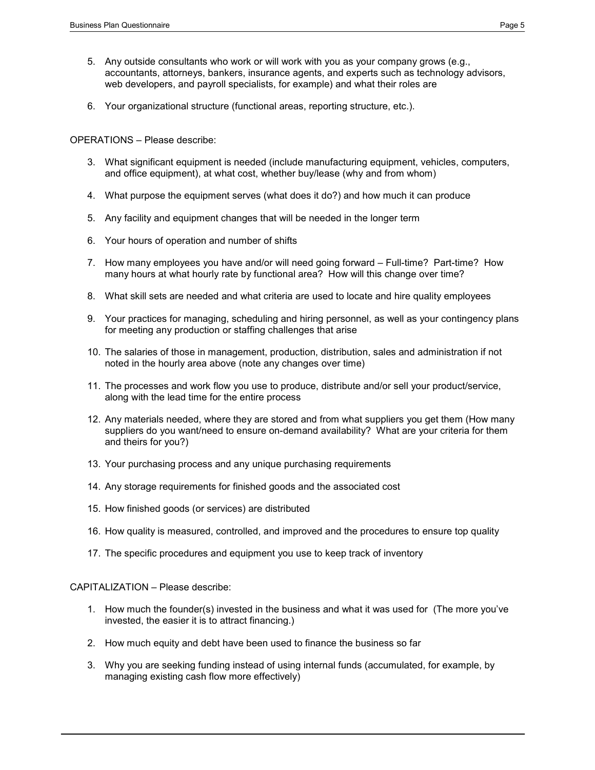5. Any outside consultants who work or will work with you as your company grows (e.g., accountants, attorneys, bankers, insurance agents, and experts such as technology advisors, web developers, and payroll specialists, for example) and what their roles are

6. Your organizational structure (functional areas, reporting structure, etc.).

OPERATIONS – Please describe:

3. What significant equipment is needed (include manufacturing equipment, vehicles, computers, and office equipment), at what cost, whether buy/lease (why and from whom)

4. What purpose the equipment serves (what does it do?) and how much it can produce

5. Any facility and equipment changes that will be needed in the longer term

6. Your hours of operation and number of shifts

7. How many employees you have and/or will need going forward – Full-time? Part-time? How many hours at what hourly rate by functional area? How will this change over time?

8. What skill sets are needed and what criteria are used to locate and hire quality employees

9. Your practices for managing, scheduling and hiring personnel, as well as your contingency plans for meeting any production or staffing challenges that arise

10. The salaries of those in management, production, distribution, sales and administration if not noted in the hourly area above (note any changes over time)

11. The processes and work flow you use to produce, distribute and/or sell your product/service, along with the lead time for the entire process

12. Any materials needed, where they are stored and from what suppliers you get them (How many suppliers do you want/need to ensure on-demand availability? What are your criteria for them and theirs for you?)

13. Your purchasing process and any unique purchasing requirements

14. Any storage requirements for finished goods and the associated cost

15. How finished goods (or services) are distributed

16. How quality is measured, controlled, and improved and the procedures to ensure top quality

17. The specific procedures and equipment you use to keep track of inventory

CAPITALIZATION – Please describe:

1. How much the founder(s) invested in the business and what it was used for (The more you've invested, the easier it is to attract financing.)

2. How much equity and debt have been used to finance the business so far

3. Why you are seeking funding instead of using internal funds (accumulated, for example, by managing existing cash flow more effectively)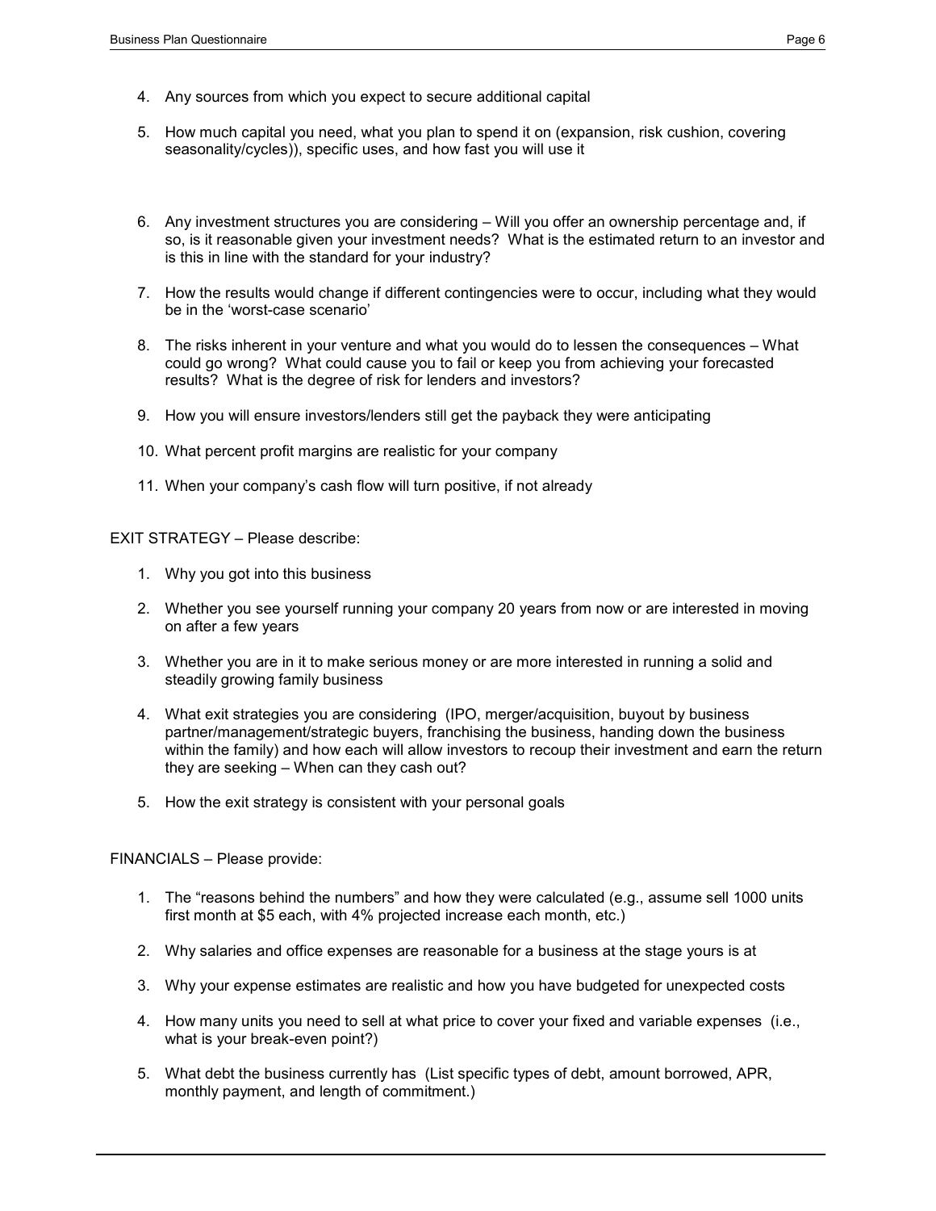4. Any sources from which you expect to secure additional capital

5. How much capital you need, what you plan to spend it on (expansion, risk cushion, covering seasonality/cycles)), specific uses, and how fast you will use it

6. Any investment structures you are considering – Will you offer an ownership percentage and, if so, is it reasonable given your investment needs? What is the estimated return to an investor and is this in line with the standard for your industry?

7. How the results would change if different contingencies were to occur, including what they would be in the 'worst-case scenario'

8. The risks inherent in your venture and what you would do to lessen the consequences – What could go wrong? What could cause you to fail or keep you from achieving your forecasted results? What is the degree of risk for lenders and investors?

9. How you will ensure investors/lenders still get the payback they were anticipating

10. What percent profit margins are realistic for your company

11. When your company's cash flow will turn positive, if not already

EXIT STRATEGY – Please describe:

1. Why you got into this business

2. Whether you see yourself running your company 20 years from now or are interested in moving on after a few years

3. Whether you are in it to make serious money or are more interested in running a solid and steadily growing family business

4. What exit strategies you are considering (IPO, merger/acquisition, buyout by business partner/management/strategic buyers, franchising the business, handing down the business within the family) and how each will allow investors to recoup their investment and earn the return they are seeking – When can they cash out?

5. How the exit strategy is consistent with your personal goals

FINANCIALS – Please provide:

1. The "reasons behind the numbers" and how they were calculated (e.g., assume sell 1000 units first month at $5 each, with 4% projected increase each month, etc.)

2. Why salaries and office expenses are reasonable for a business at the stage yours is at

3. Why your expense estimates are realistic and how you have budgeted for unexpected costs

4. How many units you need to sell at what price to cover your fixed and variable expenses (i.e., what is your break-even point?)

5. What debt the business currently has (List specific types of debt, amount borrowed, APR, monthly payment, and length of commitment.)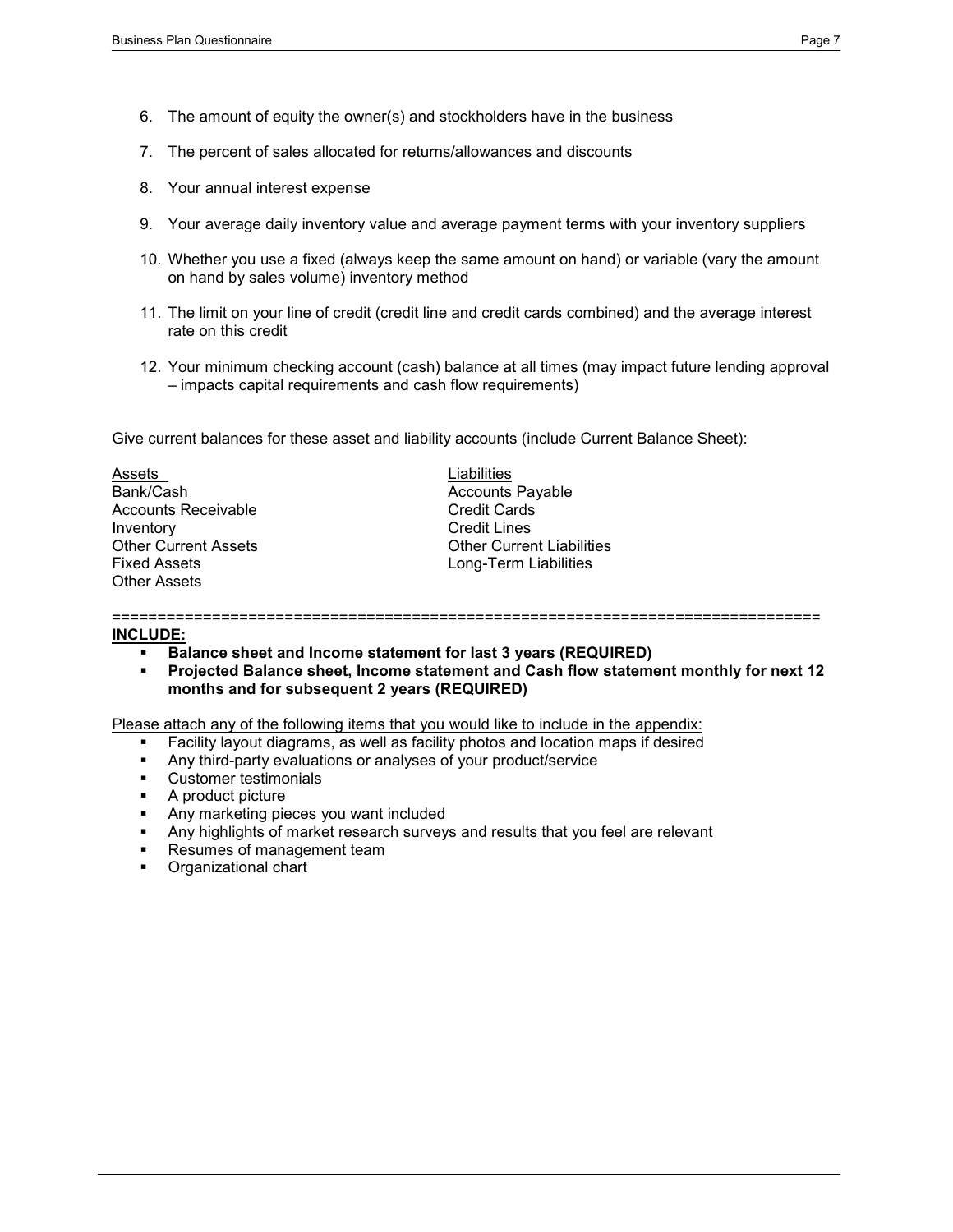6. The amount of equity the owner(s) and stockholders have in the business

7. The percent of sales allocated for returns/allowances and discounts

8. Your annual interest expense

9. Your average daily inventory value and average payment terms with your inventory suppliers

10. Whether you use a fixed (always keep the same amount on hand) or variable (vary the amount on hand by sales volume) inventory method

11. The limit on your line of credit (credit line and credit cards combined) and the average interest rate on this credit

12. Your minimum checking account (cash) balance at all times (may impact future lending approval – impacts capital requirements and cash flow requirements)

Give current balances for these asset and liability accounts (include Current Balance Sheet):

| Assets | Liabilities |
|---|---|
| Bank/Cash | Accounts Payable |
| Accounts Receivable | Credit Cards |
| Inventory | Credit Lines |
| Other Current Assets | Other Current Liabilities |
| Fixed Assets | Long-Term Liabilities |
| Other Assets | |

===========================================================================

**INCLUDE:**

- **Balance sheet and Income statement for last 3 years (REQUIRED)**
- **Projected Balance sheet, Income statement and Cash flow statement monthly for next 12 months and for subsequent 2 years (REQUIRED)**

Please attach any of the following items that you would like to include in the appendix:

- Facility layout diagrams, as well as facility photos and location maps if desired
- Any third-party evaluations or analyses of your product/service
- Customer testimonials
- A product picture
- Any marketing pieces you want included
- Any highlights of market research surveys and results that you feel are relevant
- Resumes of management team
- Organizational chart